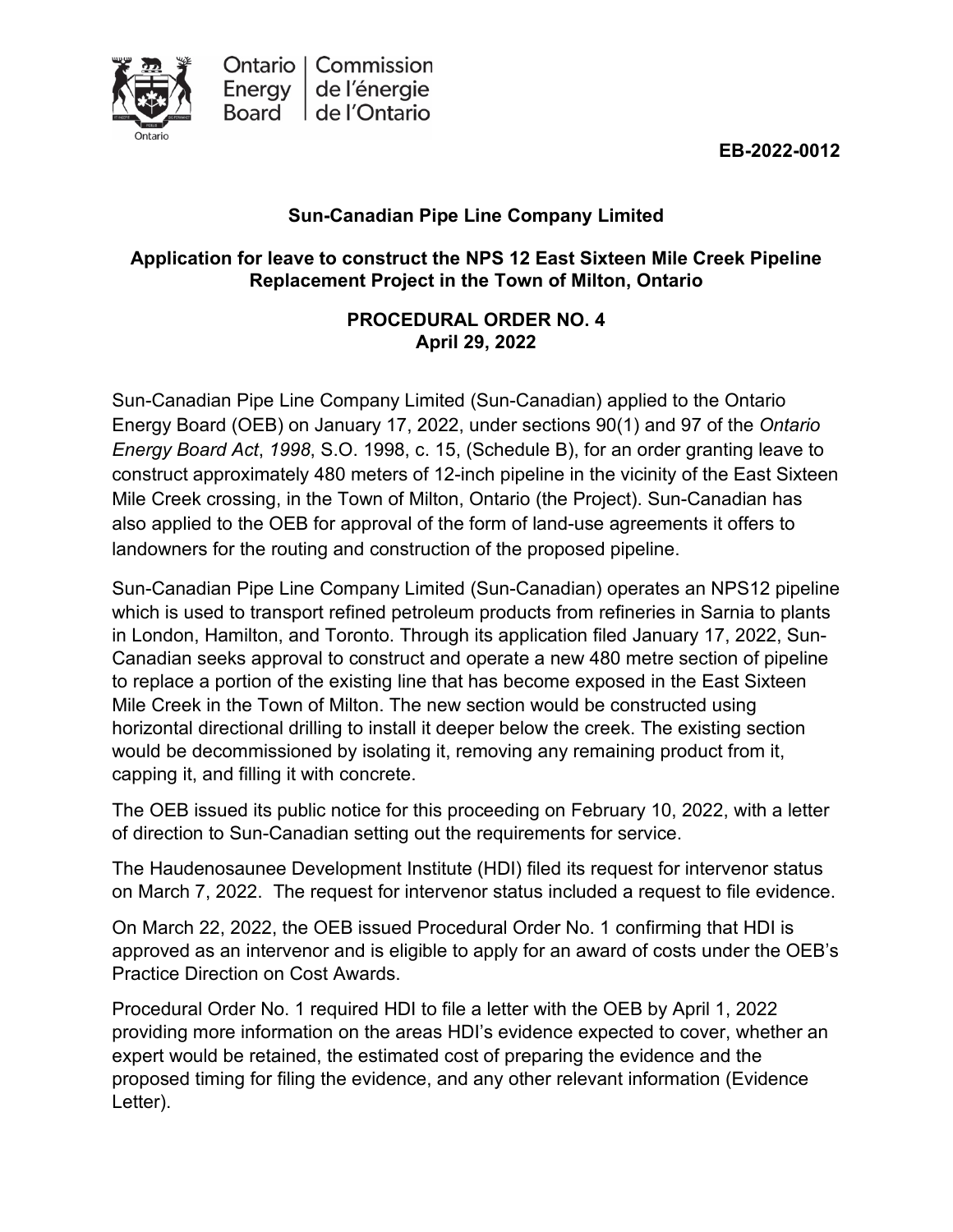Ontario Energy Board | Commission de l'énergie de l'Ontario

**EB-2022-0012**

**Sun-Canadian Pipe Line Company Limited**

**Application for leave to construct the NPS 12 East Sixteen Mile Creek Pipeline Replacement Project in the Town of Milton, Ontario**

**PROCEDURAL ORDER NO. 4**
**April 29, 2022**

Sun-Canadian Pipe Line Company Limited (Sun-Canadian) applied to the Ontario Energy Board (OEB) on January 17, 2022, under sections 90(1) and 97 of the *Ontario Energy Board Act*, *1998*, S.O. 1998, c. 15, (Schedule B), for an order granting leave to construct approximately 480 meters of 12-inch pipeline in the vicinity of the East Sixteen Mile Creek crossing, in the Town of Milton, Ontario (the Project). Sun-Canadian has also applied to the OEB for approval of the form of land-use agreements it offers to landowners for the routing and construction of the proposed pipeline.

Sun-Canadian Pipe Line Company Limited (Sun-Canadian) operates an NPS12 pipeline which is used to transport refined petroleum products from refineries in Sarnia to plants in London, Hamilton, and Toronto. Through its application filed January 17, 2022, Sun-Canadian seeks approval to construct and operate a new 480 metre section of pipeline to replace a portion of the existing line that has become exposed in the East Sixteen Mile Creek in the Town of Milton. The new section would be constructed using horizontal directional drilling to install it deeper below the creek. The existing section would be decommissioned by isolating it, removing any remaining product from it, capping it, and filling it with concrete.

The OEB issued its public notice for this proceeding on February 10, 2022, with a letter of direction to Sun-Canadian setting out the requirements for service.

The Haudenosaunee Development Institute (HDI) filed its request for intervenor status on March 7, 2022. The request for intervenor status included a request to file evidence.

On March 22, 2022, the OEB issued Procedural Order No. 1 confirming that HDI is approved as an intervenor and is eligible to apply for an award of costs under the OEB's Practice Direction on Cost Awards.

Procedural Order No. 1 required HDI to file a letter with the OEB by April 1, 2022 providing more information on the areas HDI's evidence expected to cover, whether an expert would be retained, the estimated cost of preparing the evidence and the proposed timing for filing the evidence, and any other relevant information (Evidence Letter).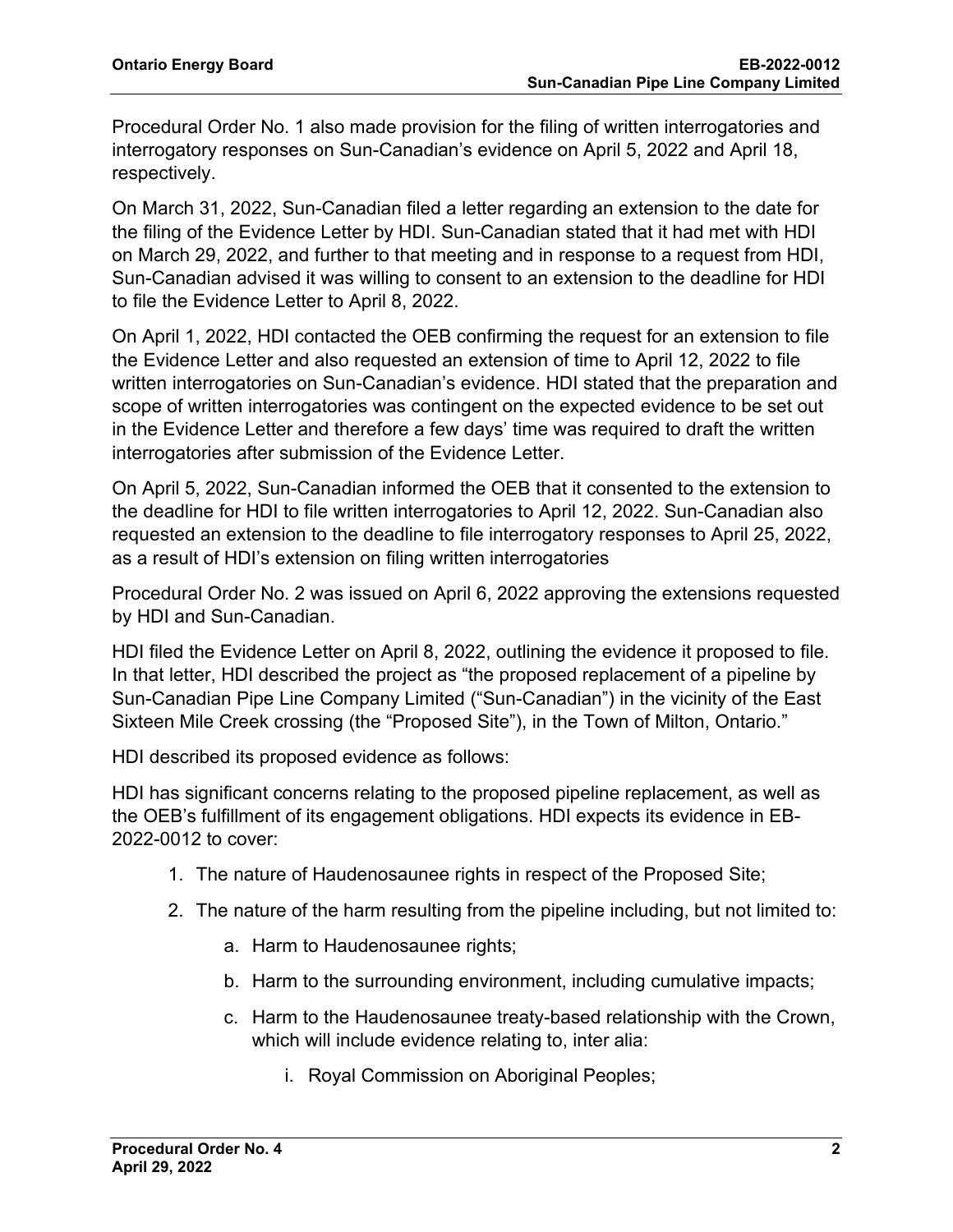Procedural Order No. 1 also made provision for the filing of written interrogatories and interrogatory responses on Sun-Canadian's evidence on April 5, 2022 and April 18, respectively.

On March 31, 2022, Sun-Canadian filed a letter regarding an extension to the date for the filing of the Evidence Letter by HDI. Sun-Canadian stated that it had met with HDI on March 29, 2022, and further to that meeting and in response to a request from HDI, Sun-Canadian advised it was willing to consent to an extension to the deadline for HDI to file the Evidence Letter to April 8, 2022.

On April 1, 2022, HDI contacted the OEB confirming the request for an extension to file the Evidence Letter and also requested an extension of time to April 12, 2022 to file written interrogatories on Sun-Canadian's evidence. HDI stated that the preparation and scope of written interrogatories was contingent on the expected evidence to be set out in the Evidence Letter and therefore a few days' time was required to draft the written interrogatories after submission of the Evidence Letter.

On April 5, 2022, Sun-Canadian informed the OEB that it consented to the extension to the deadline for HDI to file written interrogatories to April 12, 2022. Sun-Canadian also requested an extension to the deadline to file interrogatory responses to April 25, 2022, as a result of HDI's extension on filing written interrogatories

Procedural Order No. 2 was issued on April 6, 2022 approving the extensions requested by HDI and Sun-Canadian.

HDI filed the Evidence Letter on April 8, 2022, outlining the evidence it proposed to file. In that letter, HDI described the project as "the proposed replacement of a pipeline by Sun-Canadian Pipe Line Company Limited ("Sun-Canadian") in the vicinity of the East Sixteen Mile Creek crossing (the "Proposed Site"), in the Town of Milton, Ontario."

HDI described its proposed evidence as follows:

HDI has significant concerns relating to the proposed pipeline replacement, as well as the OEB's fulfillment of its engagement obligations. HDI expects its evidence in EB-2022-0012 to cover:

1. The nature of Haudenosaunee rights in respect of the Proposed Site;
2. The nature of the harm resulting from the pipeline including, but not limited to:
    a. Harm to Haudenosaunee rights;
    b. Harm to the surrounding environment, including cumulative impacts;
    c. Harm to the Haudenosaunee treaty-based relationship with the Crown, which will include evidence relating to, inter alia:
        i. Royal Commission on Aboriginal Peoples;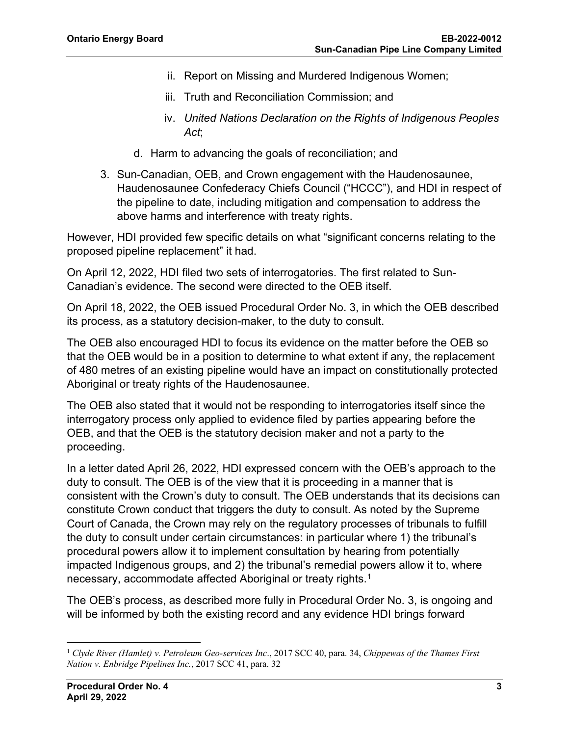ii. Report on Missing and Murdered Indigenous Women;

   iii. Truth and Reconciliation Commission; and

   iv. *United Nations Declaration on the Rights of Indigenous Peoples Act*;

   d. Harm to advancing the goals of reconciliation; and

3. Sun-Canadian, OEB, and Crown engagement with the Haudenosaunee, Haudenosaunee Confederacy Chiefs Council ("HCCC"), and HDI in respect of the pipeline to date, including mitigation and compensation to address the above harms and interference with treaty rights.

However, HDI provided few specific details on what "significant concerns relating to the proposed pipeline replacement" it had.

On April 12, 2022, HDI filed two sets of interrogatories. The first related to Sun-Canadian's evidence. The second were directed to the OEB itself.

On April 18, 2022, the OEB issued Procedural Order No. 3, in which the OEB described its process, as a statutory decision-maker, to the duty to consult.

The OEB also encouraged HDI to focus its evidence on the matter before the OEB so that the OEB would be in a position to determine to what extent if any, the replacement of 480 metres of an existing pipeline would have an impact on constitutionally protected Aboriginal or treaty rights of the Haudenosaunee.

The OEB also stated that it would not be responding to interrogatories itself since the interrogatory process only applied to evidence filed by parties appearing before the OEB, and that the OEB is the statutory decision maker and not a party to the proceeding.

In a letter dated April 26, 2022, HDI expressed concern with the OEB's approach to the duty to consult. The OEB is of the view that it is proceeding in a manner that is consistent with the Crown's duty to consult. The OEB understands that its decisions can constitute Crown conduct that triggers the duty to consult. As noted by the Supreme Court of Canada, the Crown may rely on the regulatory processes of tribunals to fulfill the duty to consult under certain circumstances: in particular where 1) the tribunal's procedural powers allow it to implement consultation by hearing from potentially impacted Indigenous groups, and 2) the tribunal's remedial powers allow it to, where necessary, accommodate affected Aboriginal or treaty rights.[1]

The OEB's process, as described more fully in Procedural Order No. 3, is ongoing and will be informed by both the existing record and any evidence HDI brings forward

---

[1] *Clyde River (Hamlet) v. Petroleum Geo-services Inc*., 2017 SCC 40, para. 34, *Chippewas of the Thames First Nation v. Enbridge Pipelines Inc.*, 2017 SCC 41, para. 32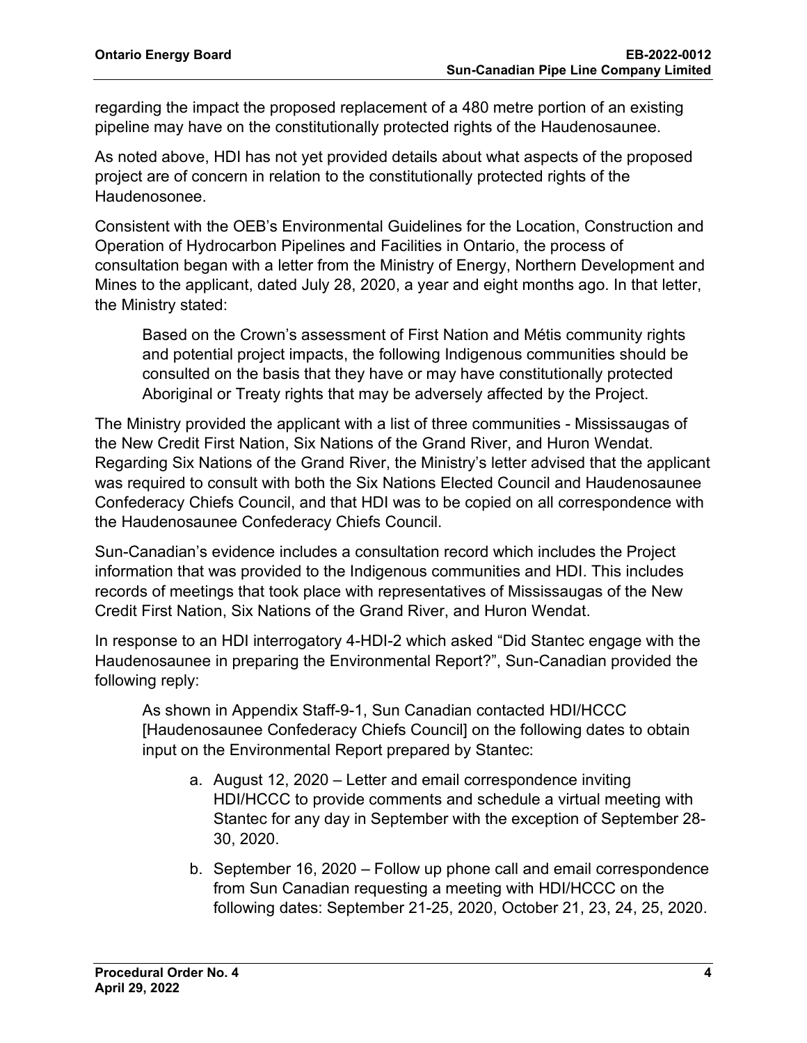regarding the impact the proposed replacement of a 480 metre portion of an existing pipeline may have on the constitutionally protected rights of the Haudenosaunee.

As noted above, HDI has not yet provided details about what aspects of the proposed project are of concern in relation to the constitutionally protected rights of the Haudenosonee.

Consistent with the OEB's Environmental Guidelines for the Location, Construction and Operation of Hydrocarbon Pipelines and Facilities in Ontario, the process of consultation began with a letter from the Ministry of Energy, Northern Development and Mines to the applicant, dated July 28, 2020, a year and eight months ago. In that letter, the Ministry stated:

> Based on the Crown's assessment of First Nation and Métis community rights and potential project impacts, the following Indigenous communities should be consulted on the basis that they have or may have constitutionally protected Aboriginal or Treaty rights that may be adversely affected by the Project.

The Ministry provided the applicant with a list of three communities - Mississaugas of the New Credit First Nation, Six Nations of the Grand River, and Huron Wendat. Regarding Six Nations of the Grand River, the Ministry's letter advised that the applicant was required to consult with both the Six Nations Elected Council and Haudenosaunee Confederacy Chiefs Council, and that HDI was to be copied on all correspondence with the Haudenosaunee Confederacy Chiefs Council.

Sun-Canadian's evidence includes a consultation record which includes the Project information that was provided to the Indigenous communities and HDI. This includes records of meetings that took place with representatives of Mississaugas of the New Credit First Nation, Six Nations of the Grand River, and Huron Wendat.

In response to an HDI interrogatory 4-HDI-2 which asked "Did Stantec engage with the Haudenosaunee in preparing the Environmental Report?", Sun-Canadian provided the following reply:

> As shown in Appendix Staff-9-1, Sun Canadian contacted HDI/HCCC [Haudenosaunee Confederacy Chiefs Council] on the following dates to obtain input on the Environmental Report prepared by Stantec:
>
> a. August 12, 2020 – Letter and email correspondence inviting HDI/HCCC to provide comments and schedule a virtual meeting with Stantec for any day in September with the exception of September 28-30, 2020.
>
> b. September 16, 2020 – Follow up phone call and email correspondence from Sun Canadian requesting a meeting with HDI/HCCC on the following dates: September 21-25, 2020, October 21, 23, 24, 25, 2020.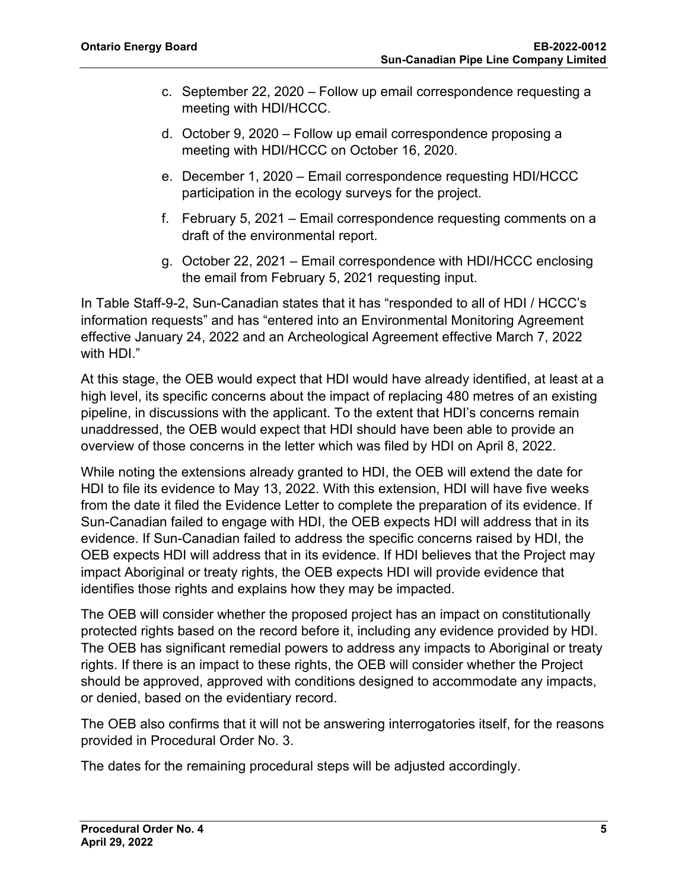c. September 22, 2020 – Follow up email correspondence requesting a meeting with HDI/HCCC.

d. October 9, 2020 – Follow up email correspondence proposing a meeting with HDI/HCCC on October 16, 2020.

e. December 1, 2020 – Email correspondence requesting HDI/HCCC participation in the ecology surveys for the project.

f. February 5, 2021 – Email correspondence requesting comments on a draft of the environmental report.

g. October 22, 2021 – Email correspondence with HDI/HCCC enclosing the email from February 5, 2021 requesting input.

In Table Staff-9-2, Sun-Canadian states that it has "responded to all of HDI / HCCC's information requests" and has "entered into an Environmental Monitoring Agreement effective January 24, 2022 and an Archeological Agreement effective March 7, 2022 with HDI."

At this stage, the OEB would expect that HDI would have already identified, at least at a high level, its specific concerns about the impact of replacing 480 metres of an existing pipeline, in discussions with the applicant. To the extent that HDI's concerns remain unaddressed, the OEB would expect that HDI should have been able to provide an overview of those concerns in the letter which was filed by HDI on April 8, 2022.

While noting the extensions already granted to HDI, the OEB will extend the date for HDI to file its evidence to May 13, 2022. With this extension, HDI will have five weeks from the date it filed the Evidence Letter to complete the preparation of its evidence. If Sun-Canadian failed to engage with HDI, the OEB expects HDI will address that in its evidence. If Sun-Canadian failed to address the specific concerns raised by HDI, the OEB expects HDI will address that in its evidence. If HDI believes that the Project may impact Aboriginal or treaty rights, the OEB expects HDI will provide evidence that identifies those rights and explains how they may be impacted.

The OEB will consider whether the proposed project has an impact on constitutionally protected rights based on the record before it, including any evidence provided by HDI. The OEB has significant remedial powers to address any impacts to Aboriginal or treaty rights. If there is an impact to these rights, the OEB will consider whether the Project should be approved, approved with conditions designed to accommodate any impacts, or denied, based on the evidentiary record.

The OEB also confirms that it will not be answering interrogatories itself, for the reasons provided in Procedural Order No. 3.

The dates for the remaining procedural steps will be adjusted accordingly.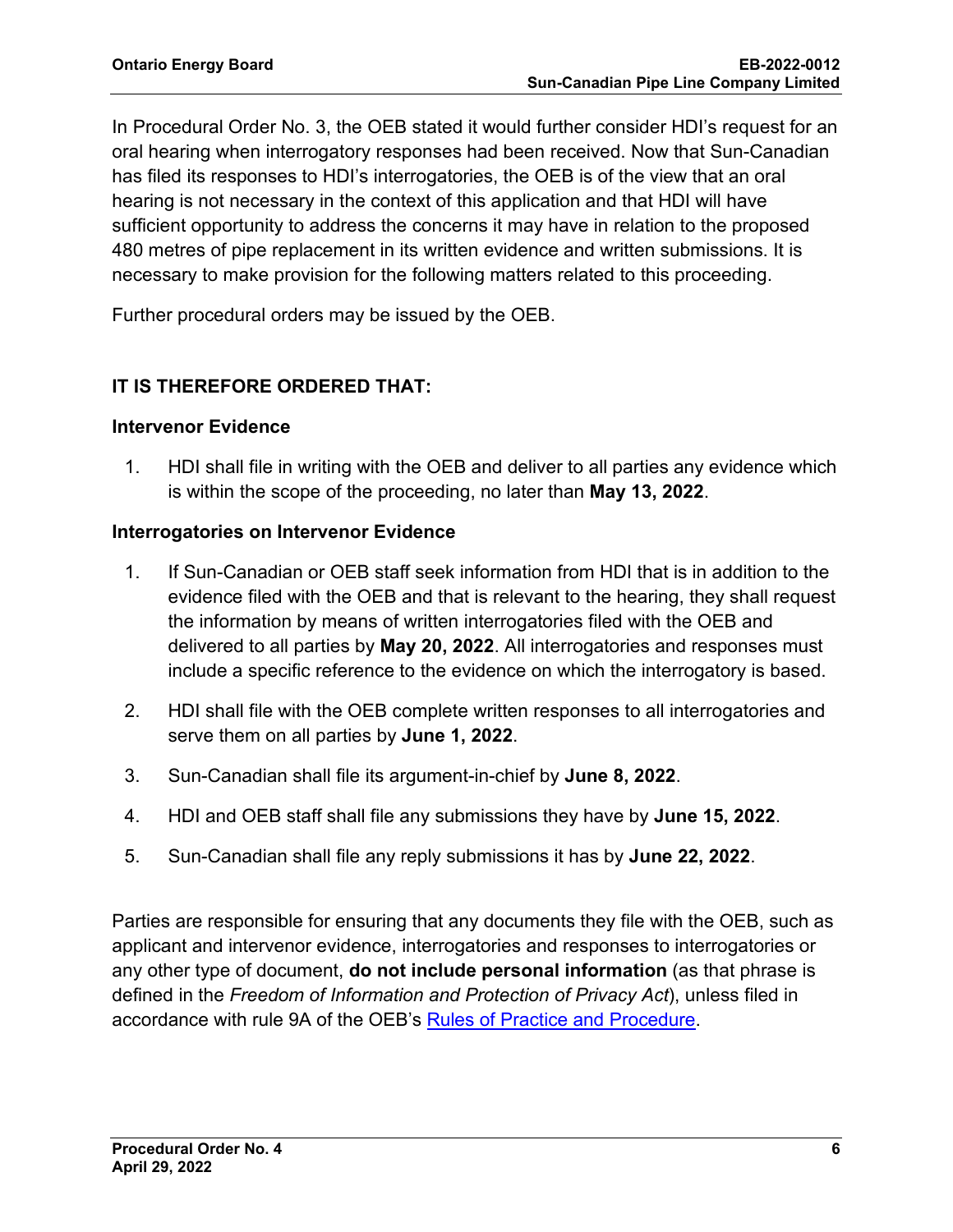In Procedural Order No. 3, the OEB stated it would further consider HDI's request for an oral hearing when interrogatory responses had been received. Now that Sun-Canadian has filed its responses to HDI's interrogatories, the OEB is of the view that an oral hearing is not necessary in the context of this application and that HDI will have sufficient opportunity to address the concerns it may have in relation to the proposed 480 metres of pipe replacement in its written evidence and written submissions. It is necessary to make provision for the following matters related to this proceeding.

Further procedural orders may be issued by the OEB.

**IT IS THEREFORE ORDERED THAT:**

**Intervenor Evidence**

1. HDI shall file in writing with the OEB and deliver to all parties any evidence which is within the scope of the proceeding, no later than **May 13, 2022**.

**Interrogatories on Intervenor Evidence**

1. If Sun-Canadian or OEB staff seek information from HDI that is in addition to the evidence filed with the OEB and that is relevant to the hearing, they shall request the information by means of written interrogatories filed with the OEB and delivered to all parties by **May 20, 2022**. All interrogatories and responses must include a specific reference to the evidence on which the interrogatory is based.
2. HDI shall file with the OEB complete written responses to all interrogatories and serve them on all parties by **June 1, 2022**.
3. Sun-Canadian shall file its argument-in-chief by **June 8, 2022**.
4. HDI and OEB staff shall file any submissions they have by **June 15, 2022**.
5. Sun-Canadian shall file any reply submissions it has by **June 22, 2022**.

Parties are responsible for ensuring that any documents they file with the OEB, such as applicant and intervenor evidence, interrogatories and responses to interrogatories or any other type of document, **do not include personal information** (as that phrase is defined in the *Freedom of Information and Protection of Privacy Act*), unless filed in accordance with rule 9A of the OEB's Rules of Practice and Procedure.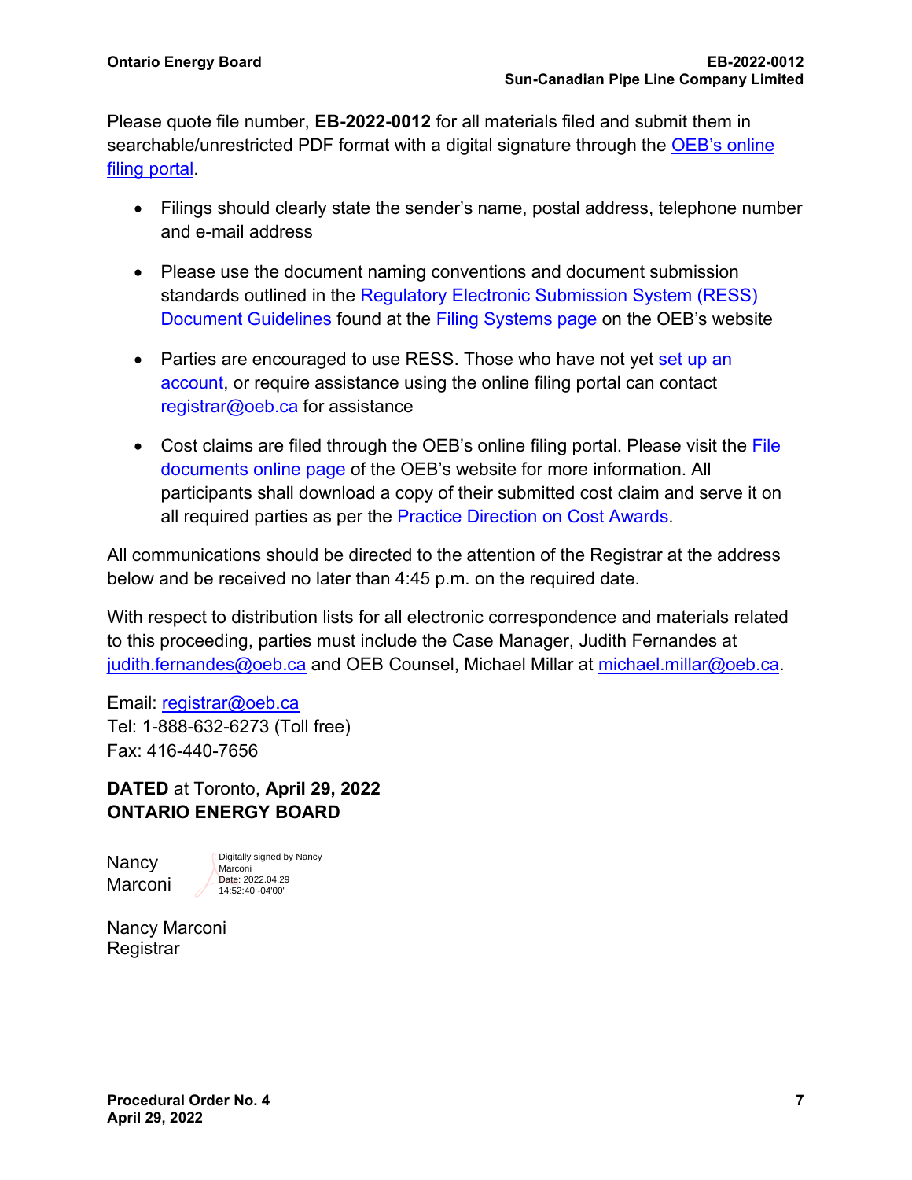Please quote file number, **EB-2022-0012** for all materials filed and submit them in searchable/unrestricted PDF format with a digital signature through the OEB's online filing portal.

- Filings should clearly state the sender's name, postal address, telephone number and e-mail address
- Please use the document naming conventions and document submission standards outlined in the Regulatory Electronic Submission System (RESS) Document Guidelines found at the Filing Systems page on the OEB's website
- Parties are encouraged to use RESS. Those who have not yet set up an account, or require assistance using the online filing portal can contact registrar@oeb.ca for assistance
- Cost claims are filed through the OEB's online filing portal. Please visit the File documents online page of the OEB's website for more information. All participants shall download a copy of their submitted cost claim and serve it on all required parties as per the Practice Direction on Cost Awards.

All communications should be directed to the attention of the Registrar at the address below and be received no later than 4:45 p.m. on the required date.

With respect to distribution lists for all electronic correspondence and materials related to this proceeding, parties must include the Case Manager, Judith Fernandes at judith.fernandes@oeb.ca and OEB Counsel, Michael Millar at michael.millar@oeb.ca.

Email: registrar@oeb.ca
Tel: 1-888-632-6273 (Toll free)
Fax: 416-440-7656

**DATED** at Toronto, **April 29, 2022**
**ONTARIO ENERGY BOARD**

Nancy Marconi
Digitally signed by Nancy Marconi
Date: 2022.04.29 14:52:40 -04'00'

Nancy Marconi
Registrar